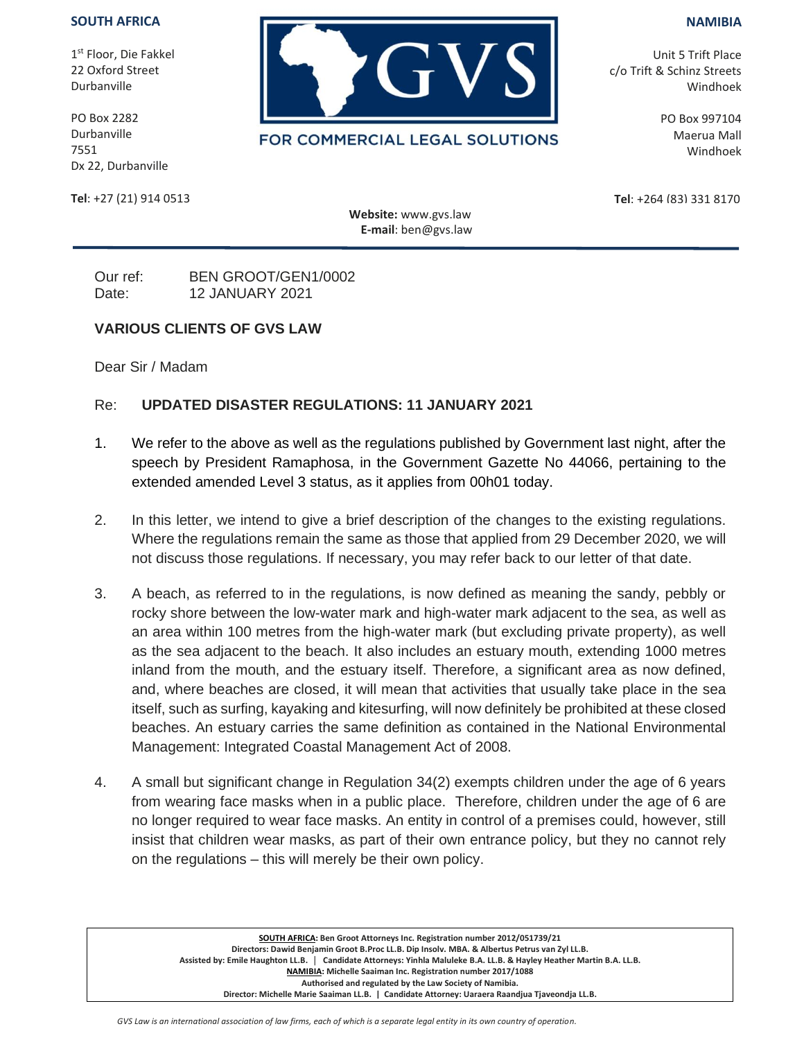**SOUTH AFRICA**

1st Floor, Die Fakkel
22 Oxford Street
Durbanville

PO Box 2282
Durbanville
7551
Dx 22, Durbanville

**Tel**: +27 (21) 914 0513

**GVS**

FOR COMMERCIAL LEGAL SOLUTIONS

**NAMIBIA**

Unit 5 Trift Place
c/o Trift & Schinz Streets
Windhoek

PO Box 997104
Maerua Mall
Windhoek

**Tel**: +264 (83) 331 8170

**Website:** www.gvs.law
**E-mail**: ben@gvs.law

---

Our ref: BEN GROOT/GEN1/0002
Date: 12 JANUARY 2021

**VARIOUS CLIENTS OF GVS LAW**

Dear Sir / Madam

Re: **UPDATED DISASTER REGULATIONS: 11 JANUARY 2021**

1. We refer to the above as well as the regulations published by Government last night, after the speech by President Ramaphosa, in the Government Gazette No 44066, pertaining to the extended amended Level 3 status, as it applies from 00h01 today.

2. In this letter, we intend to give a brief description of the changes to the existing regulations. Where the regulations remain the same as those that applied from 29 December 2020, we will not discuss those regulations. If necessary, you may refer back to our letter of that date.

3. A beach, as referred to in the regulations, is now defined as meaning the sandy, pebbly or rocky shore between the low-water mark and high-water mark adjacent to the sea, as well as an area within 100 metres from the high-water mark (but excluding private property), as well as the sea adjacent to the beach. It also includes an estuary mouth, extending 1000 metres inland from the mouth, and the estuary itself. Therefore, a significant area as now defined, and, where beaches are closed, it will mean that activities that usually take place in the sea itself, such as surfing, kayaking and kitesurfing, will now definitely be prohibited at these closed beaches. An estuary carries the same definition as contained in the National Environmental Management: Integrated Coastal Management Act of 2008.

4. A small but significant change in Regulation 34(2) exempts children under the age of 6 years from wearing face masks when in a public place. Therefore, children under the age of 6 are no longer required to wear face masks. An entity in control of a premises could, however, still insist that children wear masks, as part of their own entrance policy, but they no cannot rely on the regulations – this will merely be their own policy.

| |
|---|
| **SOUTH AFRICA: Ben Groot Attorneys Inc. Registration number 2012/051739/21** |
| **Directors: Dawid Benjamin Groot B.Proc LL.B. Dip Insolv. MBA. & Albertus Petrus van Zyl LL.B.** |
| **Assisted by: Emile Haughton LL.B. \| Candidate Attorneys: Yinhla Maluleke B.A. LL.B. & Hayley Heather Martin B.A. LL.B.** |
| **NAMIBIA: Michelle Saaiman Inc. Registration number 2017/1088** |
| **Authorised and regulated by the Law Society of Namibia.** |
| **Director: Michelle Marie Saaiman LL.B. \| Candidate Attorney: Uaraera Raandjua Tjaveondja LL.B.** |

*GVS Law is an international association of law firms, each of which is a separate legal entity in its own country of operation.*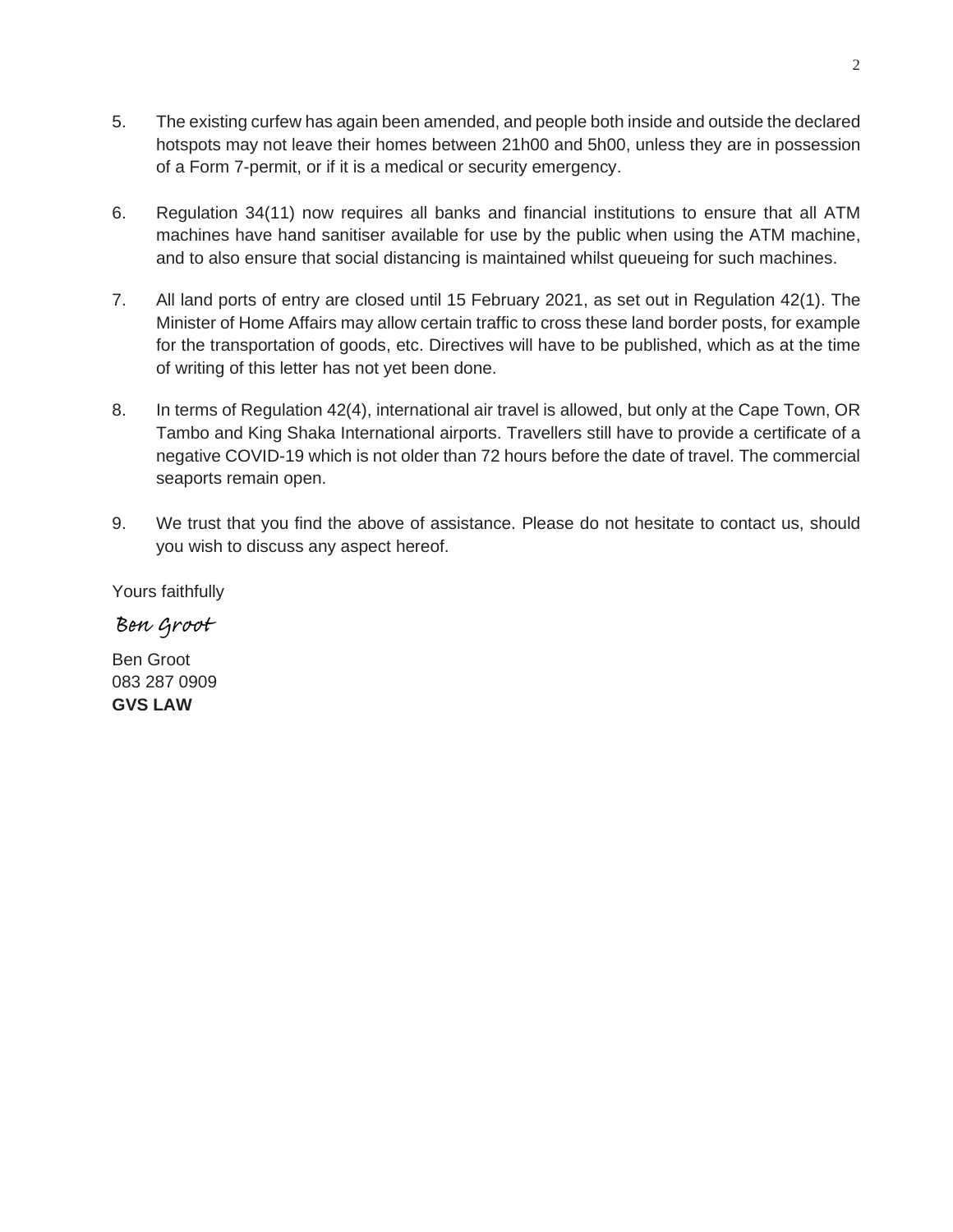5. The existing curfew has again been amended, and people both inside and outside the declared hotspots may not leave their homes between 21h00 and 5h00, unless they are in possession of a Form 7-permit, or if it is a medical or security emergency.

6. Regulation 34(11) now requires all banks and financial institutions to ensure that all ATM machines have hand sanitiser available for use by the public when using the ATM machine, and to also ensure that social distancing is maintained whilst queueing for such machines.

7. All land ports of entry are closed until 15 February 2021, as set out in Regulation 42(1). The Minister of Home Affairs may allow certain traffic to cross these land border posts, for example for the transportation of goods, etc. Directives will have to be published, which as at the time of writing of this letter has not yet been done.

8. In terms of Regulation 42(4), international air travel is allowed, but only at the Cape Town, OR Tambo and King Shaka International airports. Travellers still have to provide a certificate of a negative COVID-19 which is not older than 72 hours before the date of travel. The commercial seaports remain open.

9. We trust that you find the above of assistance. Please do not hesitate to contact us, should you wish to discuss any aspect hereof.

Yours faithfully

*Ben Groot*

Ben Groot
083 287 0909
**GVS LAW**